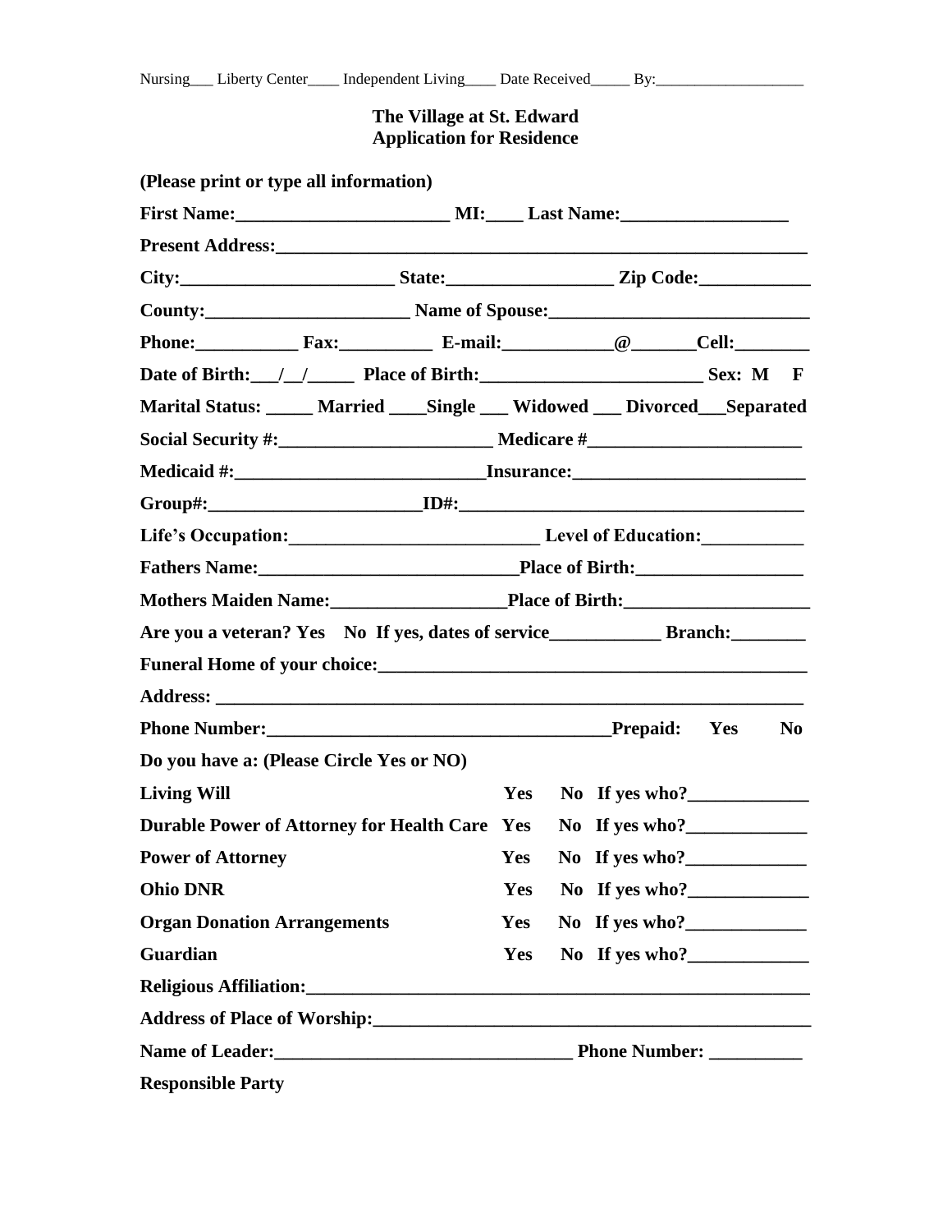Nursing___ Liberty Center____ Independent Living____ Date Received_____ By:___________________

**The Village at St. Edward**
**Application for Residence**

**(Please print or type all information)**

**First Name:_______________________ MI:____ Last Name:__________________**

**Present Address:__________________________________________________________**

**City:_______________________ State:_________________ Zip Code:____________**

**County:______________________ Name of Spouse:____________________________**

**Phone:___________ Fax:__________ E-mail:___________@______Cell:________**

**Date of Birth:___/__/_____ Place of Birth:________________________ Sex: M F**

**Marital Status: _____ Married ____Single ___ Widowed ___ Divorced___Separated**

**Social Security #:______________________ Medicare #______________________**

**Medicaid #:__________________________Insurance:________________________**

**Group#:______________________ID#:____________________________________**

**Life's Occupation:___________________________ Level of Education:___________**

**Fathers Name:____________________________Place of Birth:_________________**

**Mothers Maiden Name:__________________Place of Birth:____________________**

**Are you a veteran? Yes No If yes, dates of service____________ Branch:________**

**Funeral Home of your choice:_______________________________________________**

**Address: _____________________________________________________________**

**Phone Number:____________________________________Prepaid: Yes No**

**Do you have a: (Please Circle Yes or NO)**

| | | | |
|---|---|---|---|
| **Living Will** | **Yes** | **No** | **If yes who?_____________** |
| **Durable Power of Attorney for Health Care** | **Yes** | **No** | **If yes who?_____________** |
| **Power of Attorney** | **Yes** | **No** | **If yes who?_____________** |
| **Ohio DNR** | **Yes** | **No** | **If yes who?_____________** |
| **Organ Donation Arrangements** | **Yes** | **No** | **If yes who?_____________** |
| **Guardian** | **Yes** | **No** | **If yes who?_____________** |

**Religious Affiliation:_______________________________________________________**

**Address of Place of Worship:_________________________________________________**

**Name of Leader:________________________________ Phone Number: __________**

**Responsible Party**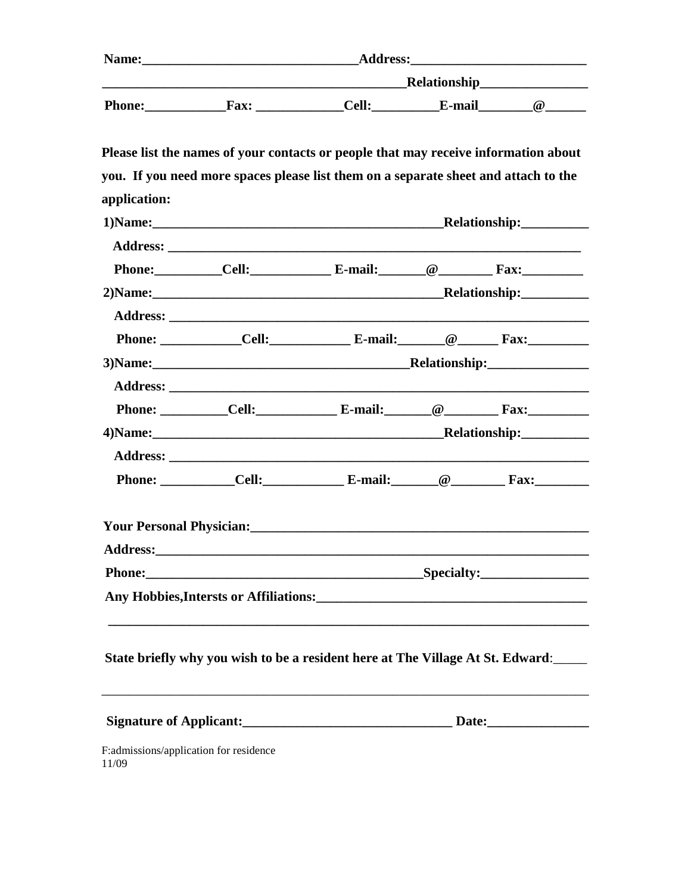**Name:\_\_\_\_\_\_\_\_\_\_\_\_\_\_\_\_\_\_\_\_\_\_\_\_\_\_\_\_\_\_\_Address:\_\_\_\_\_\_\_\_\_\_\_\_\_\_\_\_\_\_\_\_\_\_\_\_\_\_**

**\_\_\_\_\_\_\_\_\_\_\_\_\_\_\_\_\_\_\_\_\_\_\_\_\_\_\_\_\_\_\_\_\_\_\_\_\_\_\_\_\_\_\_\_Relationship\_\_\_\_\_\_\_\_\_\_\_\_\_\_\_\_**

**Phone:\_\_\_\_\_\_\_\_\_\_\_\_Fax: \_\_\_\_\_\_\_\_\_\_\_\_\_Cell:\_\_\_\_\_\_\_\_\_\_E-mail\_\_\_\_\_\_\_\_@\_\_\_\_\_\_**

**Please list the names of your contacts or people that may receive information about you. If you need more spaces please list them on a separate sheet and attach to the application:**

**1)Name:\_\_\_\_\_\_\_\_\_\_\_\_\_\_\_\_\_\_\_\_\_\_\_\_\_\_\_\_\_\_\_\_\_\_\_\_\_\_\_\_\_\_\_\_\_Relationship:\_\_\_\_\_\_\_\_\_\_**

**Address: \_\_\_\_\_\_\_\_\_\_\_\_\_\_\_\_\_\_\_\_\_\_\_\_\_\_\_\_\_\_\_\_\_\_\_\_\_\_\_\_\_\_\_\_\_\_\_\_\_\_\_\_\_\_\_\_\_\_\_\_\_\_\_**

**Phone:\_\_\_\_\_\_\_\_\_\_Cell:\_\_\_\_\_\_\_\_\_\_\_\_ E-mail:\_\_\_\_\_\_\_@\_\_\_\_\_\_\_\_ Fax:\_\_\_\_\_\_\_\_\_**

**2)Name:\_\_\_\_\_\_\_\_\_\_\_\_\_\_\_\_\_\_\_\_\_\_\_\_\_\_\_\_\_\_\_\_\_\_\_\_\_\_\_\_\_\_\_\_\_Relationship:\_\_\_\_\_\_\_\_\_\_**

**Address: \_\_\_\_\_\_\_\_\_\_\_\_\_\_\_\_\_\_\_\_\_\_\_\_\_\_\_\_\_\_\_\_\_\_\_\_\_\_\_\_\_\_\_\_\_\_\_\_\_\_\_\_\_\_\_\_\_\_\_\_\_\_\_\_**

**Phone: \_\_\_\_\_\_\_\_\_\_\_\_Cell:\_\_\_\_\_\_\_\_\_\_\_\_ E-mail:\_\_\_\_\_\_\_@\_\_\_\_\_\_ Fax:\_\_\_\_\_\_\_\_\_**

**3)Name:\_\_\_\_\_\_\_\_\_\_\_\_\_\_\_\_\_\_\_\_\_\_\_\_\_\_\_\_\_\_\_\_\_\_\_\_\_\_\_Relationship:\_\_\_\_\_\_\_\_\_\_\_\_\_\_\_**

**Address: \_\_\_\_\_\_\_\_\_\_\_\_\_\_\_\_\_\_\_\_\_\_\_\_\_\_\_\_\_\_\_\_\_\_\_\_\_\_\_\_\_\_\_\_\_\_\_\_\_\_\_\_\_\_\_\_\_\_\_\_\_\_\_\_**

**Phone: \_\_\_\_\_\_\_\_\_\_Cell:\_\_\_\_\_\_\_\_\_\_\_\_ E-mail:\_\_\_\_\_\_\_@\_\_\_\_\_\_\_\_ Fax:\_\_\_\_\_\_\_\_\_**

**4)Name:\_\_\_\_\_\_\_\_\_\_\_\_\_\_\_\_\_\_\_\_\_\_\_\_\_\_\_\_\_\_\_\_\_\_\_\_\_\_\_\_\_\_\_\_\_Relationship:\_\_\_\_\_\_\_\_\_\_**

**Address: \_\_\_\_\_\_\_\_\_\_\_\_\_\_\_\_\_\_\_\_\_\_\_\_\_\_\_\_\_\_\_\_\_\_\_\_\_\_\_\_\_\_\_\_\_\_\_\_\_\_\_\_\_\_\_\_\_\_\_\_\_\_\_\_**

**Phone: \_\_\_\_\_\_\_\_\_\_\_Cell:\_\_\_\_\_\_\_\_\_\_\_\_ E-mail:\_\_\_\_\_\_\_@\_\_\_\_\_\_\_\_ Fax:\_\_\_\_\_\_\_\_**

**Your Personal Physician:\_\_\_\_\_\_\_\_\_\_\_\_\_\_\_\_\_\_\_\_\_\_\_\_\_\_\_\_\_\_\_\_\_\_\_\_\_\_\_\_\_\_\_\_\_\_\_\_\_\_**

**Address:\_\_\_\_\_\_\_\_\_\_\_\_\_\_\_\_\_\_\_\_\_\_\_\_\_\_\_\_\_\_\_\_\_\_\_\_\_\_\_\_\_\_\_\_\_\_\_\_\_\_\_\_\_\_\_\_\_\_\_\_\_\_\_\_**

**Phone:\_\_\_\_\_\_\_\_\_\_\_\_\_\_\_\_\_\_\_\_\_\_\_\_\_\_\_\_\_\_\_\_\_\_\_\_\_\_\_\_\_\_Specialty:\_\_\_\_\_\_\_\_\_\_\_\_\_\_\_\_**

**Any Hobbies,Intersts or Affiliations:\_\_\_\_\_\_\_\_\_\_\_\_\_\_\_\_\_\_\_\_\_\_\_\_\_\_\_\_\_\_\_\_\_\_\_\_\_\_\_\_**

**\_\_\_\_\_\_\_\_\_\_\_\_\_\_\_\_\_\_\_\_\_\_\_\_\_\_\_\_\_\_\_\_\_\_\_\_\_\_\_\_\_\_\_\_\_\_\_\_\_\_\_\_\_\_\_\_\_\_\_\_\_\_\_\_\_\_\_\_\_\_\_**

**State briefly why you wish to be a resident here at The Village At St. Edward**:\_\_\_\_\_

\_\_\_\_\_\_\_\_\_\_\_\_\_\_\_\_\_\_\_\_\_\_\_\_\_\_\_\_\_\_\_\_\_\_\_\_\_\_\_\_\_\_\_\_\_\_\_\_\_\_\_\_\_\_\_\_\_\_\_\_\_\_\_\_\_\_\_\_\_\_\_\_\_\_\_

**Signature of Applicant:\_\_\_\_\_\_\_\_\_\_\_\_\_\_\_\_\_\_\_\_\_\_\_\_\_\_\_\_\_\_\_ Date:\_\_\_\_\_\_\_\_\_\_\_\_\_\_\_**

F:admissions/application for residence
11/09